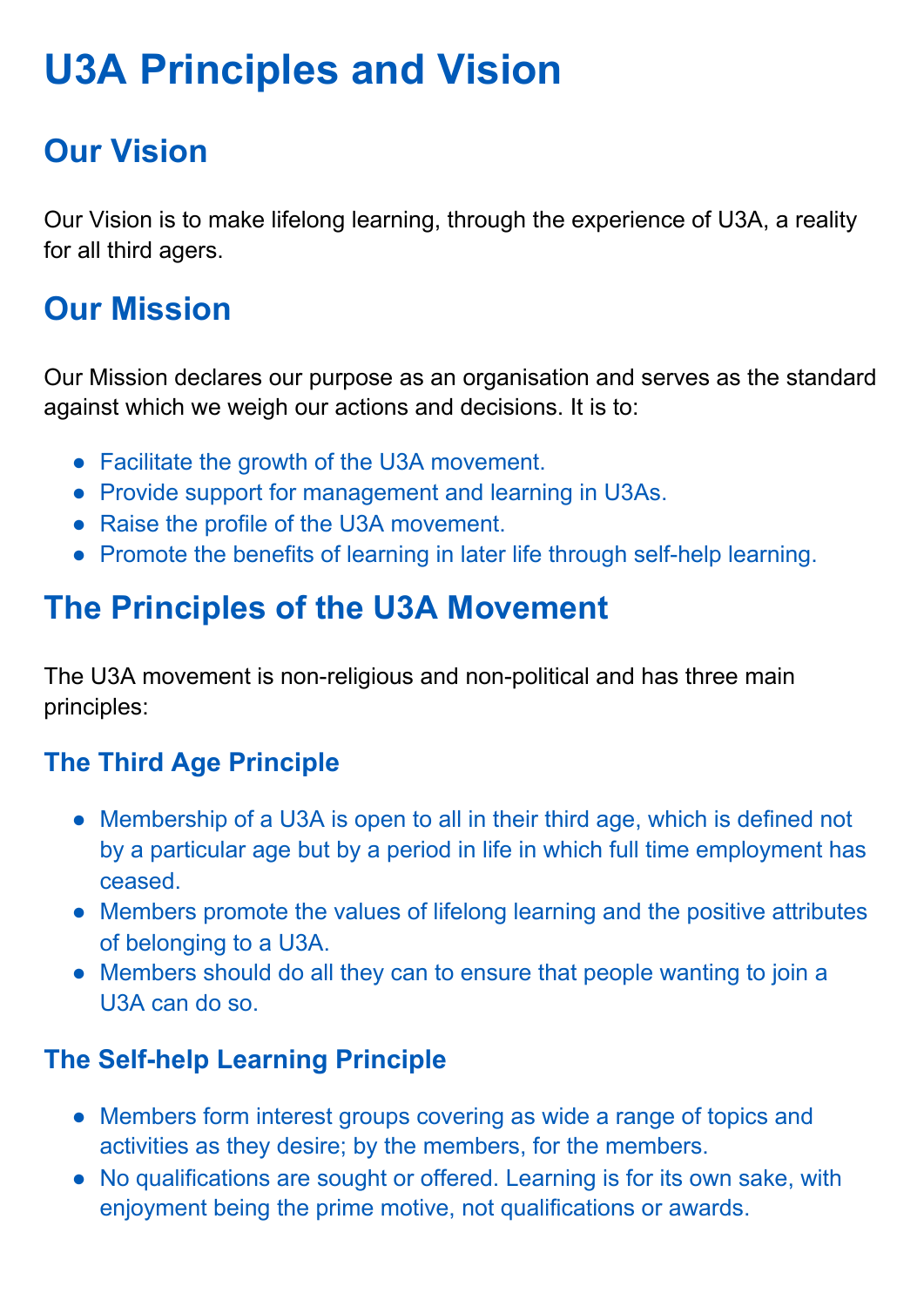# U3A Principles and Vision

## Our Vision

Our Vision is to make lifelong learning, through the experience of U3A, a reality for all third agers.

## Our Mission

Our Mission declares our purpose as an organisation and serves as the standard against which we weigh our actions and decisions. It is to:

- Facilitate the growth of the U3A movement.
- Provide support for management and learning in U3As.
- Raise the profile of the U3A movement.
- Promote the benefits of learning in later life through self-help learning.

## The Principles of the U3A Movement

The U3A movement is non-religious and non-political and has three main principles:

### The Third Age Principle

- Membership of a U3A is open to all in their third age, which is defined not by a particular age but by a period in life in which full time employment has ceased.
- Members promote the values of lifelong learning and the positive attributes of belonging to a U3A.
- Members should do all they can to ensure that people wanting to join a U3A can do so.

### The Self-help Learning Principle

- Members form interest groups covering as wide a range of topics and activities as they desire; by the members, for the members.
- No qualifications are sought or offered. Learning is for its own sake, with enjoyment being the prime motive, not qualifications or awards.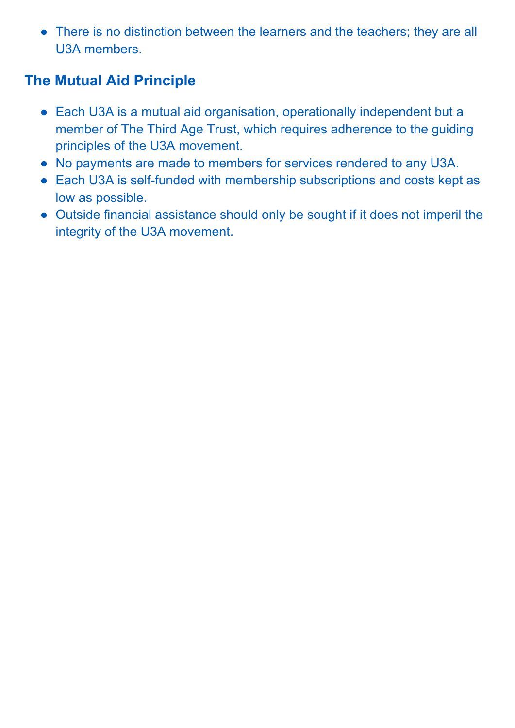- There is no distinction between the learners and the teachers; they are all U3A members.

## The Mutual Aid Principle

- Each U3A is a mutual aid organisation, operationally independent but a member of The Third Age Trust, which requires adherence to the guiding principles of the U3A movement.
- No payments are made to members for services rendered to any U3A.
- Each U3A is self-funded with membership subscriptions and costs kept as low as possible.
- Outside financial assistance should only be sought if it does not imperil the integrity of the U3A movement.